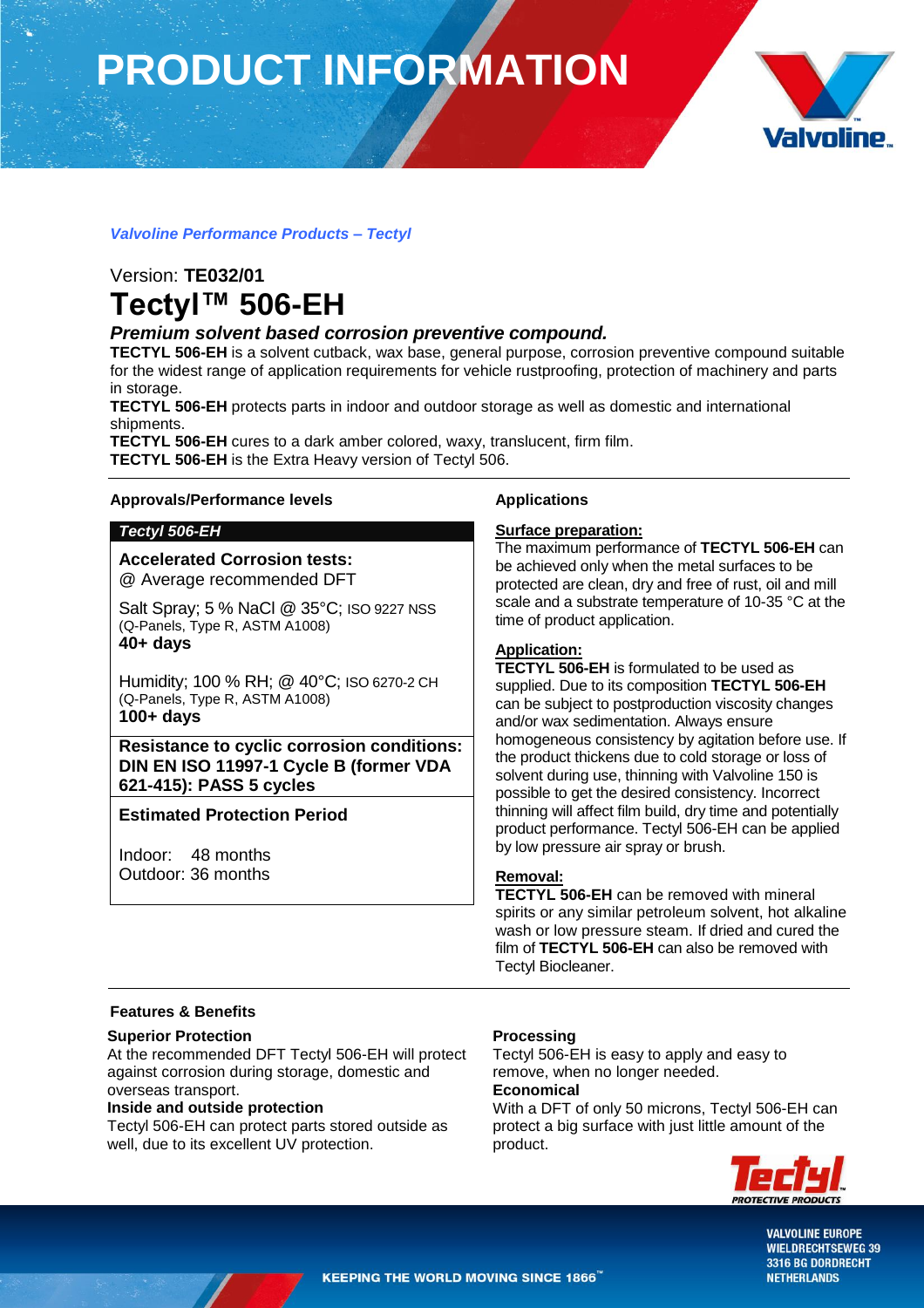# PRODUCT INFORMATION

*Valvoline Performance Products – Tectyl*

Version: **TE032/01**

# Tectyl™ 506-EH

### *Premium solvent based corrosion preventive compound.*

**TECTYL 506-EH** is a solvent cutback, wax base, general purpose, corrosion preventive compound suitable for the widest range of application requirements for vehicle rustproofing, protection of machinery and parts in storage.

**TECTYL 506-EH** protects parts in indoor and outdoor storage as well as domestic and international shipments.

**TECTYL 506-EH** cures to a dark amber colored, waxy, translucent, firm film.

**TECTYL 506-EH** is the Extra Heavy version of Tectyl 506.

## Approvals/Performance levels

***Tectyl 506-EH***

**Accelerated Corrosion tests:**
@ Average recommended DFT

Salt Spray; 5 % NaCl @ 35°C; ISO 9227 NSS
(Q-Panels, Type R, ASTM A1008)
**40+ days**

Humidity; 100 % RH; @ 40°C; ISO 6270-2 CH
(Q-Panels, Type R, ASTM A1008)
**100+ days**

**Resistance to cyclic corrosion conditions: DIN EN ISO 11997-1 Cycle B (former VDA 621-415): PASS 5 cycles**

**Estimated Protection Period**

Indoor: 48 months
Outdoor: 36 months

## Applications

**Surface preparation:**
The maximum performance of **TECTYL 506-EH** can be achieved only when the metal surfaces to be protected are clean, dry and free of rust, oil and mill scale and a substrate temperature of 10-35 °C at the time of product application.

**Application:**
**TECTYL 506-EH** is formulated to be used as supplied. Due to its composition **TECTYL 506-EH** can be subject to postproduction viscosity changes and/or wax sedimentation. Always ensure homogeneous consistency by agitation before use. If the product thickens due to cold storage or loss of solvent during use, thinning with Valvoline 150 is possible to get the desired consistency. Incorrect thinning will affect film build, dry time and potentially product performance. Tectyl 506-EH can be applied by low pressure air spray or brush.

**Removal:**
**TECTYL 506-EH** can be removed with mineral spirits or any similar petroleum solvent, hot alkaline wash or low pressure steam. If dried and cured the film of **TECTYL 506-EH** can also be removed with Tectyl Biocleaner.

## Features & Benefits

**Superior Protection**
At the recommended DFT Tectyl 506-EH will protect against corrosion during storage, domestic and overseas transport.

**Inside and outside protection**
Tectyl 506-EH can protect parts stored outside as well, due to its excellent UV protection.

**Processing**
Tectyl 506-EH is easy to apply and easy to remove, when no longer needed.

**Economical**
With a DFT of only 50 microns, Tectyl 506-EH can protect a big surface with just little amount of the product.

KEEPING THE WORLD MOVING SINCE 1866™

VALVOLINE EUROPE
WIELDRECHTSEWEG 39
3316 BG DORDRECHT
NETHERLANDS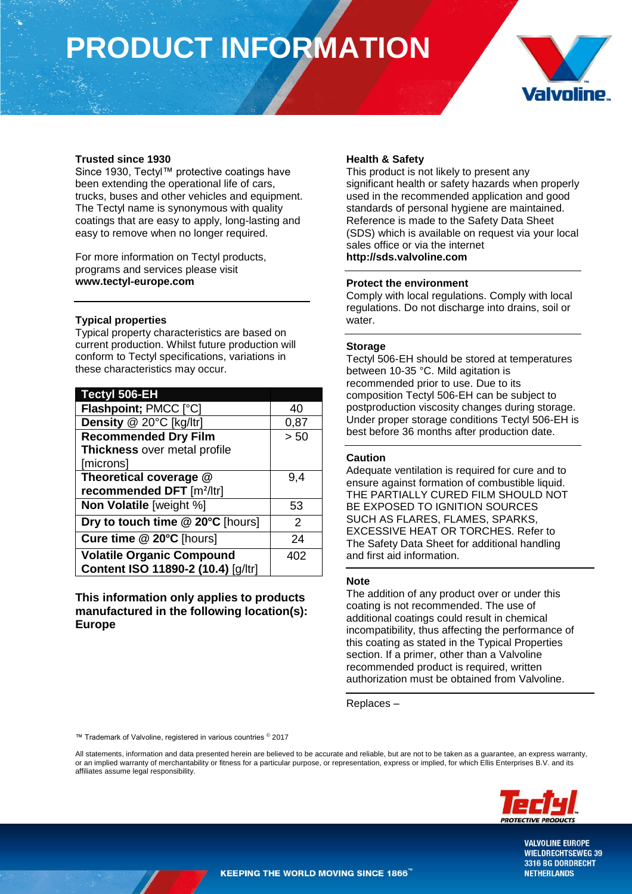# PRODUCT INFORMATION

### Trusted since 1930

Since 1930, Tectyl™ protective coatings have been extending the operational life of cars, trucks, buses and other vehicles and equipment. The Tectyl name is synonymous with quality coatings that are easy to apply, long-lasting and easy to remove when no longer required.

For more information on Tectyl products, programs and services please visit **www.tectyl-europe.com**

### Typical properties

Typical property characteristics are based on current production. Whilst future production will conform to Tectyl specifications, variations in these characteristics may occur.

| Tectyl 506-EH | |
|---|---|
| **Flashpoint;** PMCC [°C] | 40 |
| **Density** @ 20°C [kg/ltr] | 0,87 |
| **Recommended Dry Film Thickness** over metal profile [microns] | > 50 |
| **Theoretical coverage @ recommended DFT** [m²/ltr] | 9,4 |
| **Non Volatile** [weight %] | 53 |
| **Dry to touch time @ 20°C** [hours] | 2 |
| **Cure time @ 20°C** [hours] | 24 |
| **Volatile Organic Compound Content ISO 11890-2 (10.4)** [g/ltr] | 402 |

**This information only applies to products manufactured in the following location(s): Europe**

### Health & Safety

This product is not likely to present any significant health or safety hazards when properly used in the recommended application and good standards of personal hygiene are maintained. Reference is made to the Safety Data Sheet (SDS) which is available on request via your local sales office or via the internet **http://sds.valvoline.com**

### Protect the environment

Comply with local regulations. Comply with local regulations. Do not discharge into drains, soil or water.

### Storage

Tectyl 506-EH should be stored at temperatures between 10-35 °C. Mild agitation is recommended prior to use. Due to its composition Tectyl 506-EH can be subject to postproduction viscosity changes during storage. Under proper storage conditions Tectyl 506-EH is best before 36 months after production date.

### Caution

Adequate ventilation is required for cure and to ensure against formation of combustible liquid. THE PARTIALLY CURED FILM SHOULD NOT BE EXPOSED TO IGNITION SOURCES SUCH AS FLARES, FLAMES, SPARKS, EXCESSIVE HEAT OR TORCHES. Refer to The Safety Data Sheet for additional handling and first aid information.

### Note

The addition of any product over or under this coating is not recommended. The use of additional coatings could result in chemical incompatibility, thus affecting the performance of this coating as stated in the Typical Properties section. If a primer, other than a Valvoline recommended product is required, written authorization must be obtained from Valvoline.

Replaces –

™ Trademark of Valvoline, registered in various countries © 2017

All statements, information and data presented herein are believed to be accurate and reliable, but are not to be taken as a guarantee, an express warranty, or an implied warranty of merchantability or fitness for a particular purpose, or representation, express or implied, for which Ellis Enterprises B.V. and its affiliates assume legal responsibility.

KEEPING THE WORLD MOVING SINCE 1866™

VALVOLINE EUROPE
WIELDRECHTSEWEG 39
3316 BG DORDRECHT
NETHERLANDS